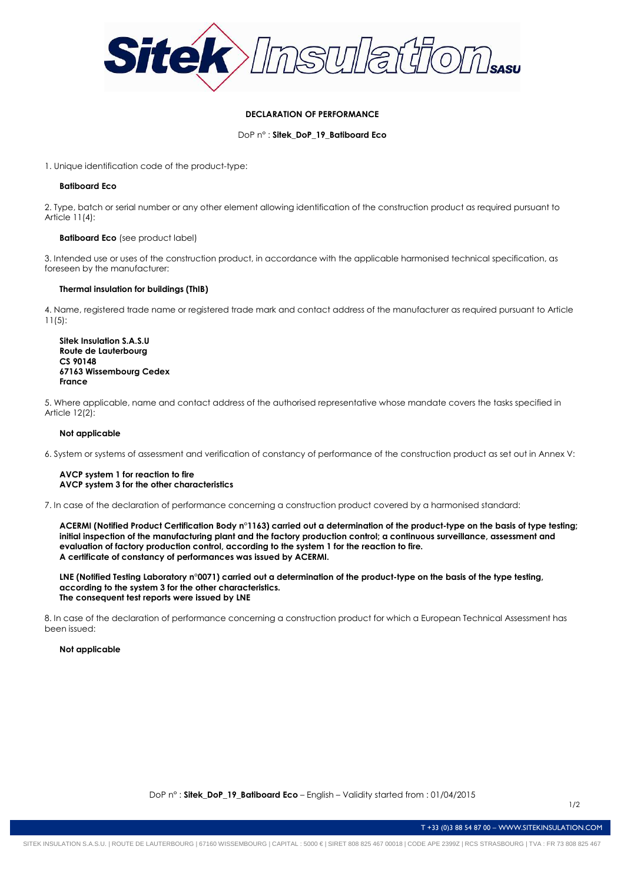# DECLARATION OF PERFORMANCE

DoP n° : **Sitek_DoP_19_Batiboard Eco**

1. Unique identification code of the product-type:

   **Batiboard Eco**

2. Type, batch or serial number or any other element allowing identification of the construction product as required pursuant to Article 11(4):

   **Batiboard Eco** (see product label)

3. Intended use or uses of the construction product, in accordance with the applicable harmonised technical specification, as foreseen by the manufacturer:

   **Thermal insulation for buildings (ThIB)**

4. Name, registered trade name or registered trade mark and contact address of the manufacturer as required pursuant to Article 11(5):

   **Sitek Insulation S.A.S.U**
   **Route de Lauterbourg**
   **CS 90148**
   **67163 Wissembourg Cedex**
   **France**

5. Where applicable, name and contact address of the authorised representative whose mandate covers the tasks specified in Article 12(2):

   **Not applicable**

6. System or systems of assessment and verification of constancy of performance of the construction product as set out in Annex V:

   **AVCP system 1 for reaction to fire**
   **AVCP system 3 for the other characteristics**

7. In case of the declaration of performance concerning a construction product covered by a harmonised standard:

   **ACERMI (Notified Product Certification Body n°1163) carried out a determination of the product-type on the basis of type testing; initial inspection of the manufacturing plant and the factory production control; a continuous surveillance, assessment and evaluation of factory production control, according to the system 1 for the reaction to fire.**
   **A certificate of constancy of performances was issued by ACERMI.**

   **LNE (Notified Testing Laboratory n°0071) carried out a determination of the product-type on the basis of the type testing, according to the system 3 for the other characteristics.**
   **The consequent test reports were issued by LNE**

8. In case of the declaration of performance concerning a construction product for which a European Technical Assessment has been issued:

   **Not applicable**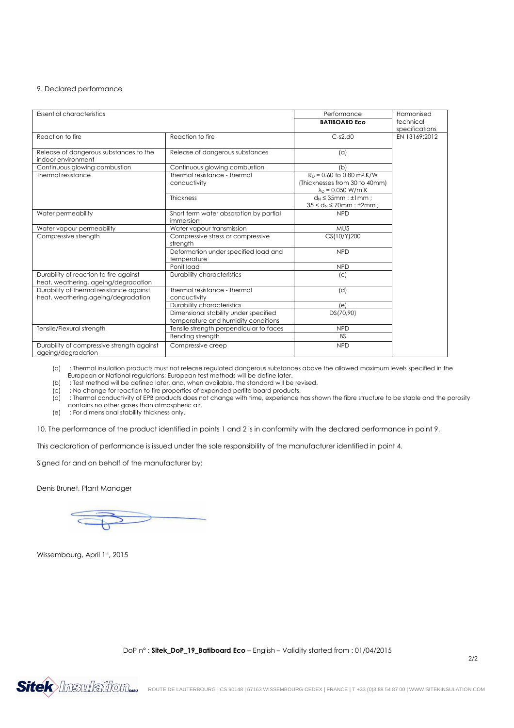9. Declared performance

| Essential characteristics | | Performance **BATIBOARD Eco** | Harmonised technical specifications |
|---|---|---|---|
| Reaction to fire | Reaction to fire | C-s2,d0 | EN 13169:2012 |
| Release of dangerous substances to the indoor environment | Release of dangerous substances | (a) | |
| Continuous glowing combustion | Continuous glowing combustion | (b) | |
| Thermal resistance | Thermal resistance - thermal conductivity | $R_D$ = 0.60 to 0.80 m².K/W (Thicknesses from 30 to 40mm) $\lambda_D$ = 0.050 W/m.K | |
| | Thickness | $d_N \leq 35mm$ : ±1mm ; $35 < d_N \leq 70mm$ : ±2mm ; | |
| Water permeability | Short term water absorption by partial immersion | NPD | |
| Water vapour permeability | Water vapour transmission | MU5 | |
| Compressive strength | Compressive stress or compressive strength | CS(10/Y)200 | |
| | Deformation under specified load and temperature | NPD | |
| | Ponit load | NPD | |
| Durability of reaction to fire against heat, weathering, ageing/degradation | Durability characteristics | (c) | |
| Durability of thermal resistance against heat, weathering,ageing/degradation | Thermal resistance - thermal conductivity | (d) | |
| | Durability characteristics | (e) | |
| | Dimensional stability under specified temperature and humidity conditions | DS(70,90) | |
| Tensile/Flexural strength | Tensile strength perpendicular to faces | NPD | |
| | Bending strength | BS | |
| Durability of compressive strength against ageing/degradation | Compressive creep | NPD | |

(a) : Thermal insulation products must not release regulated dangerous substances above the allowed maximum levels specified in the European or National regulations; European test methods will be define later.
(b) : Test method will be defined later, and, when available, the standard will be revised.
(c) : No change for reaction to fire properties of expanded perlite board products.
(d) : Thermal conductivity of EPB products does not change with time, experience has shown the fibre structure to be stable and the porosity contains no other gases than atmospheric air.
(e) : For dimensional stability thickness only.

10. The performance of the product identified in points 1 and 2 is in conformity with the declared performance in point 9.

This declaration of performance is issued under the sole responsibility of the manufacturer identified in point 4.

Signed for and on behalf of the manufacturer by:

Denis Brunet, Plant Manager

Wissembourg, April 1st, 2015

DoP n° : **Sitek_DoP_19_Batiboard Eco** – English – Validity started from : 01/04/2015

Sitek Insulation SASU ROUTE DE LAUTERBOURG | CS 90148 | 67163 WISSEMBOURG CEDEX | FRANCE | T +33 (0)3 88 54 87 00 | WWW.SITEKINSULATION.COM